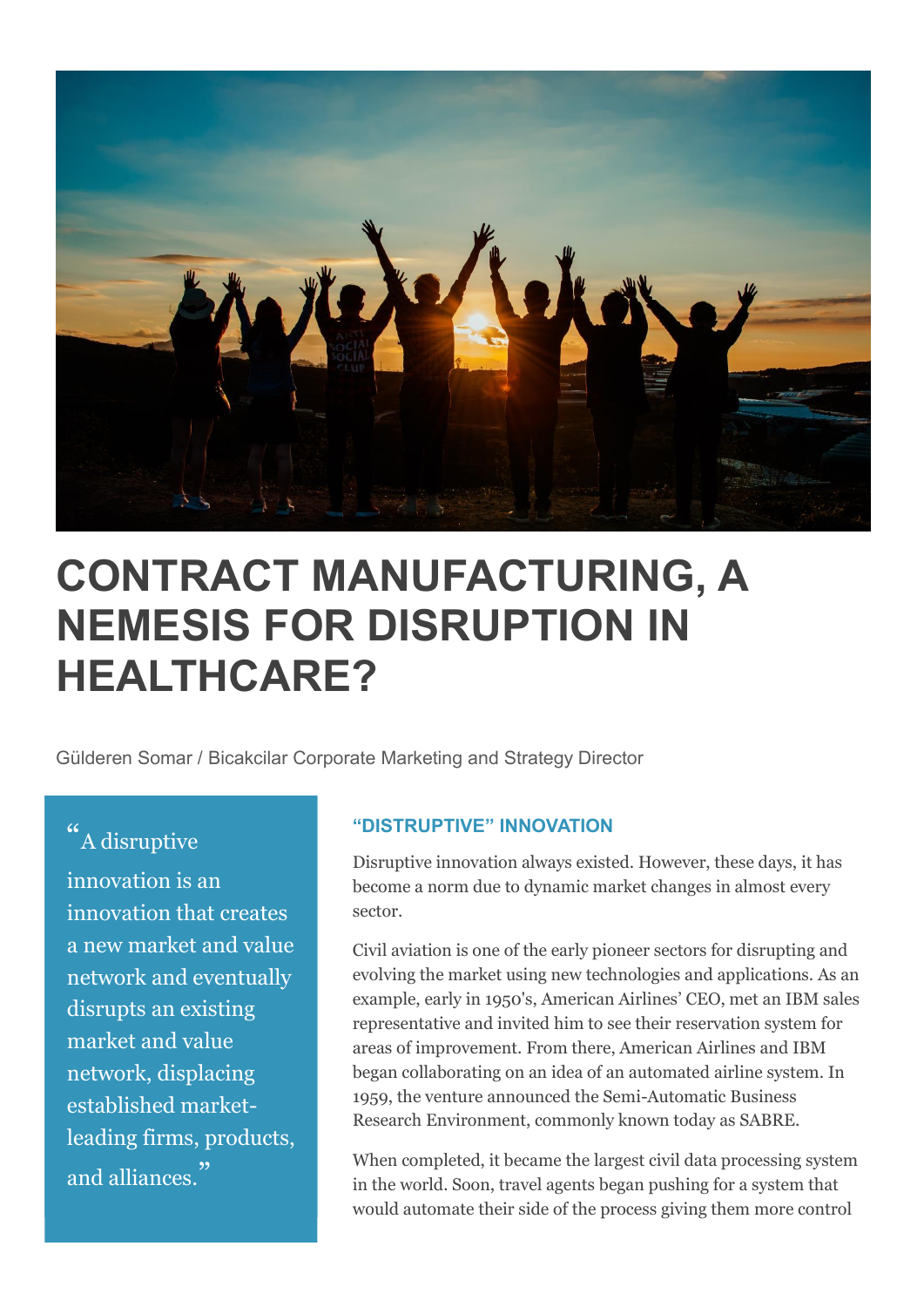# CONTRACT MANUFACTURING, A NEMESIS FOR DISRUPTION IN HEALTHCARE?

Gülderen Somar / Bicakcilar Corporate Marketing and Strategy Director

> "A disruptive innovation is an innovation that creates a new market and value network and eventually disrupts an existing market and value network, displacing established market-leading firms, products, and alliances."

### "DISTRUPTIVE" INNOVATION

Disruptive innovation always existed. However, these days, it has become a norm due to dynamic market changes in almost every sector.

Civil aviation is one of the early pioneer sectors for disrupting and evolving the market using new technologies and applications. As an example, early in 1950's, American Airlines' CEO, met an IBM sales representative and invited him to see their reservation system for areas of improvement. From there, American Airlines and IBM began collaborating on an idea of an automated airline system. In 1959, the venture announced the Semi-Automatic Business Research Environment, commonly known today as SABRE.

When completed, it became the largest civil data processing system in the world. Soon, travel agents began pushing for a system that would automate their side of the process giving them more control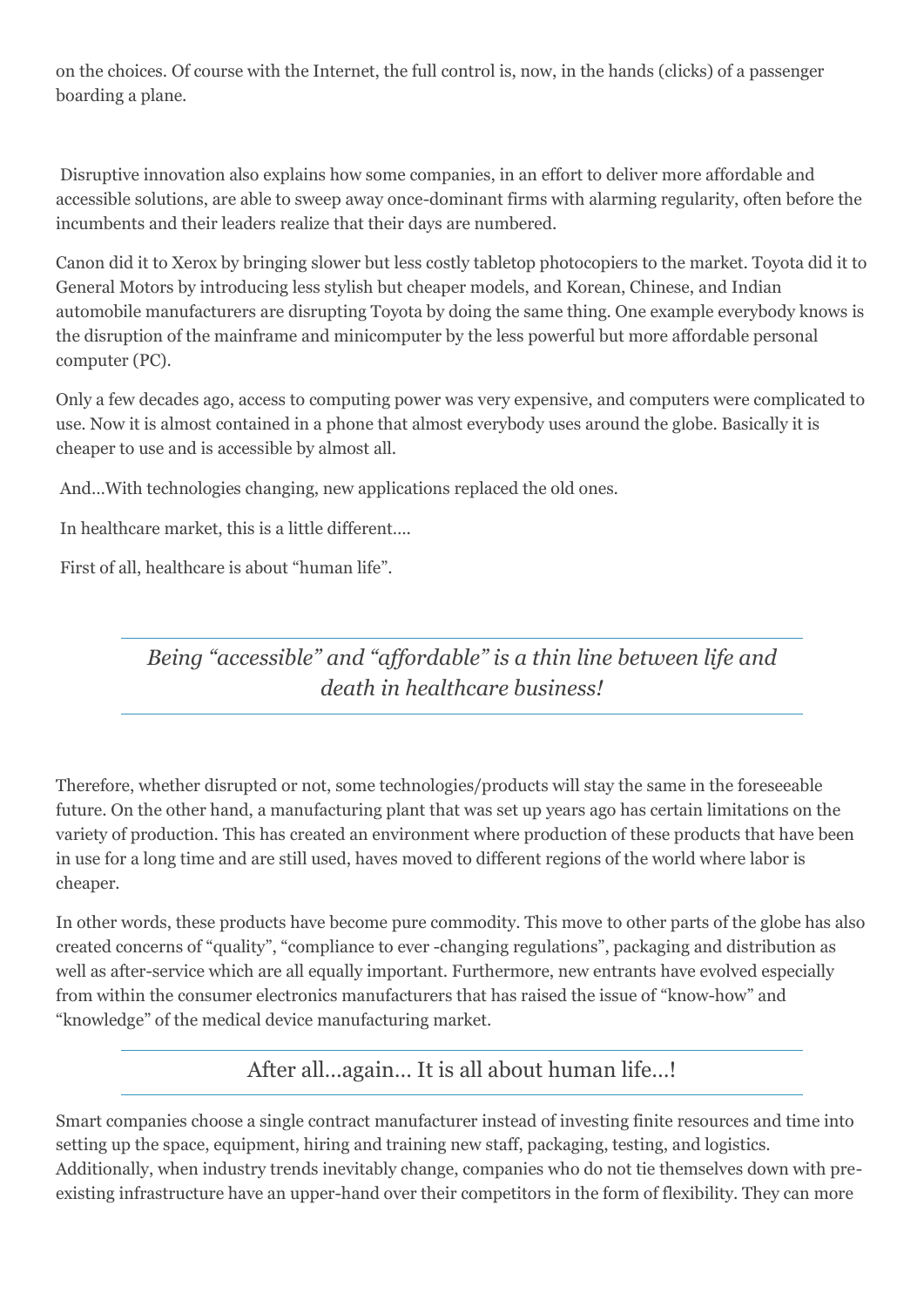on the choices. Of course with the Internet, the full control is, now, in the hands (clicks) of a passenger boarding a plane.

Disruptive innovation also explains how some companies, in an effort to deliver more affordable and accessible solutions, are able to sweep away once-dominant firms with alarming regularity, often before the incumbents and their leaders realize that their days are numbered.

Canon did it to Xerox by bringing slower but less costly tabletop photocopiers to the market. Toyota did it to General Motors by introducing less stylish but cheaper models, and Korean, Chinese, and Indian automobile manufacturers are disrupting Toyota by doing the same thing. One example everybody knows is the disruption of the mainframe and minicomputer by the less powerful but more affordable personal computer (PC).

Only a few decades ago, access to computing power was very expensive, and computers were complicated to use. Now it is almost contained in a phone that almost everybody uses around the globe. Basically it is cheaper to use and is accessible by almost all.

And…With technologies changing, new applications replaced the old ones.

In healthcare market, this is a little different….

First of all, healthcare is about "human life".

> *Being "accessible" and "affordable" is a thin line between life and death in healthcare business!*

Therefore, whether disrupted or not, some technologies/products will stay the same in the foreseeable future. On the other hand, a manufacturing plant that was set up years ago has certain limitations on the variety of production. This has created an environment where production of these products that have been in use for a long time and are still used, haves moved to different regions of the world where labor is cheaper.

In other words, these products have become pure commodity. This move to other parts of the globe has also created concerns of "quality", "compliance to ever -changing regulations", packaging and distribution as well as after-service which are all equally important. Furthermore, new entrants have evolved especially from within the consumer electronics manufacturers that has raised the issue of "know-how" and "knowledge" of the medical device manufacturing market.

> After all…again… It is all about human life…!

Smart companies choose a single contract manufacturer instead of investing finite resources and time into setting up the space, equipment, hiring and training new staff, packaging, testing, and logistics. Additionally, when industry trends inevitably change, companies who do not tie themselves down with pre-existing infrastructure have an upper-hand over their competitors in the form of flexibility. They can more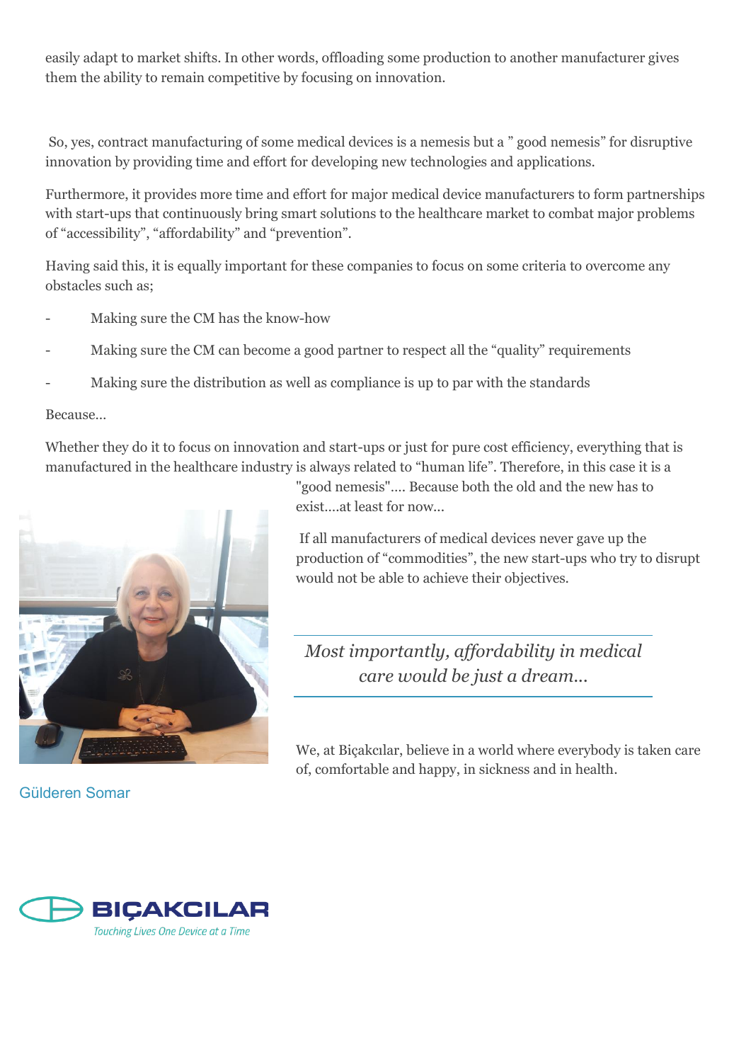easily adapt to market shifts. In other words, offloading some production to another manufacturer gives them the ability to remain competitive by focusing on innovation.

So, yes, contract manufacturing of some medical devices is a nemesis but a " good nemesis" for disruptive innovation by providing time and effort for developing new technologies and applications.

Furthermore, it provides more time and effort for major medical device manufacturers to form partnerships with start-ups that continuously bring smart solutions to the healthcare market to combat major problems of "accessibility", "affordability" and "prevention".

Having said this, it is equally important for these companies to focus on some criteria to overcome any obstacles such as;

- Making sure the CM has the know-how
- Making sure the CM can become a good partner to respect all the "quality" requirements
- Making sure the distribution as well as compliance is up to par with the standards

Because...

Whether they do it to focus on innovation and start-ups or just for pure cost efficiency, everything that is manufactured in the healthcare industry is always related to "human life". Therefore, in this case it is a "good nemesis".... Because both the old and the new has to exist....at least for now...

If all manufacturers of medical devices never gave up the production of "commodities", the new start-ups who try to disrupt would not be able to achieve their objectives.

*Most importantly, affordability in medical care would be just a dream...*

We, at Bıçakcılar, believe in a world where everybody is taken care of, comfortable and happy, in sickness and in health.

Gülderen Somar

BIÇAKCILAR

Touching Lives One Device at a Time